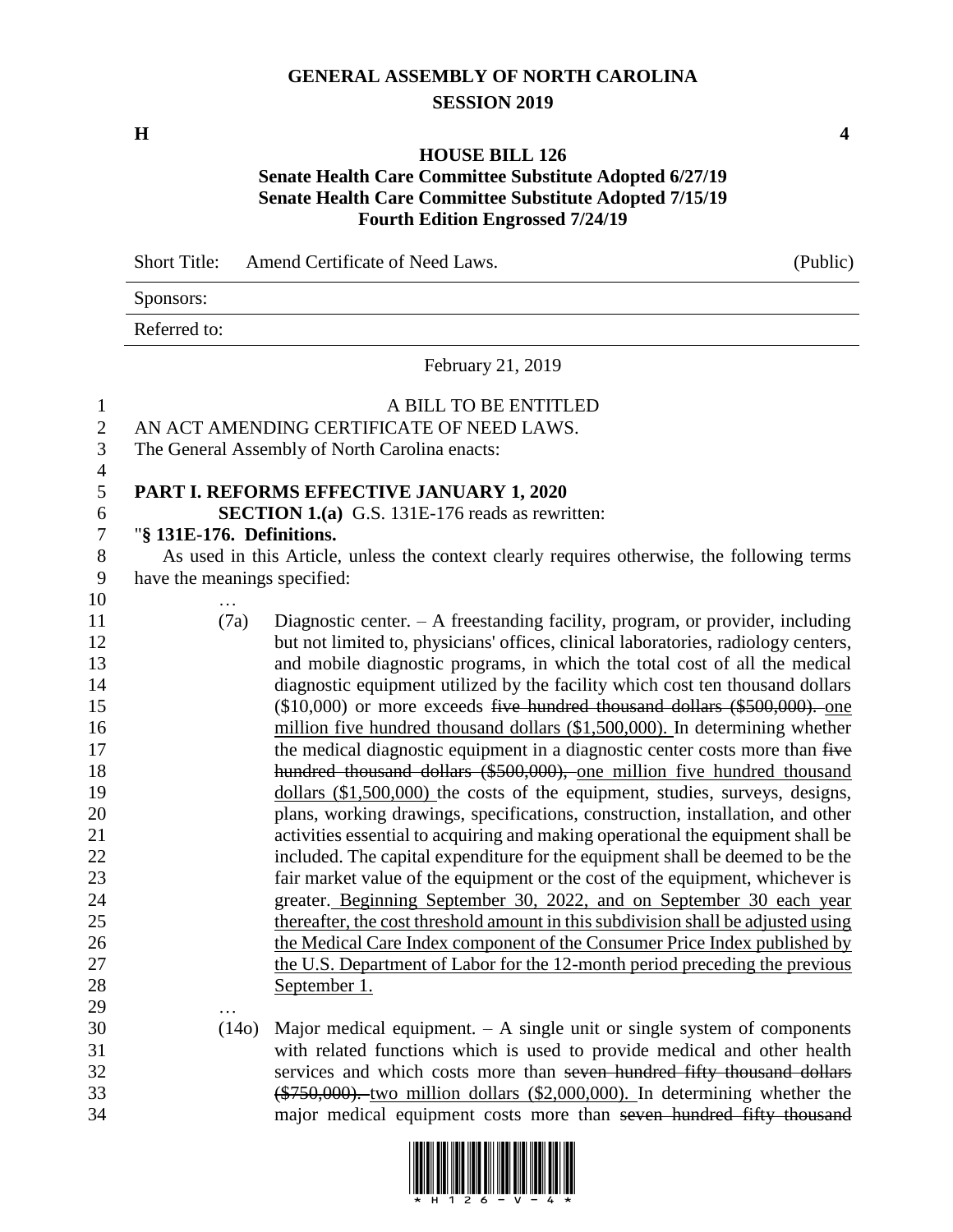# GENERAL ASSEMBLY OF NORTH CAROLINA
## SESSION 2019

**H** **4**

### HOUSE BILL 126
**Senate Health Care Committee Substitute Adopted 6/27/19**
**Senate Health Care Committee Substitute Adopted 7/15/19**
**Fourth Edition Engrossed 7/24/19**

Short Title: Amend Certificate of Need Laws. (Public)

Sponsors:

Referred to:

February 21, 2019

A BILL TO BE ENTITLED

AN ACT AMENDING CERTIFICATE OF NEED LAWS.

The General Assembly of North Carolina enacts:

**PART I. REFORMS EFFECTIVE JANUARY 1, 2020**

**SECTION 1.(a)** G.S. 131E-176 reads as rewritten:

"**§ 131E-176. Definitions.**

As used in this Article, unless the context clearly requires otherwise, the following terms have the meanings specified:

…

(7a) Diagnostic center. – A freestanding facility, program, or provider, including but not limited to, physicians' offices, clinical laboratories, radiology centers, and mobile diagnostic programs, in which the total cost of all the medical diagnostic equipment utilized by the facility which cost ten thousand dollars ($10,000) or more exceeds ~~five hundred thousand dollars ($500,000).~~ <u>one million five hundred thousand dollars ($1,500,000).</u> In determining whether the medical diagnostic equipment in a diagnostic center costs more than ~~five hundred thousand dollars ($500,000),~~ <u>one million five hundred thousand dollars ($1,500,000)</u> the costs of the equipment, studies, surveys, designs, plans, working drawings, specifications, construction, installation, and other activities essential to acquiring and making operational the equipment shall be included. The capital expenditure for the equipment shall be deemed to be the fair market value of the equipment or the cost of the equipment, whichever is greater.<u> Beginning September 30, 2022, and on September 30 each year thereafter, the cost threshold amount in this subdivision shall be adjusted using the Medical Care Index component of the Consumer Price Index published by the U.S. Department of Labor for the 12-month period preceding the previous September 1.</u>

…

(14o) Major medical equipment. – A single unit or single system of components with related functions which is used to provide medical and other health services and which costs more than ~~seven hundred fifty thousand dollars ($750,000).~~ <u>two million dollars ($2,000,000).</u> In determining whether the major medical equipment costs more than ~~seven hundred fifty thousand~~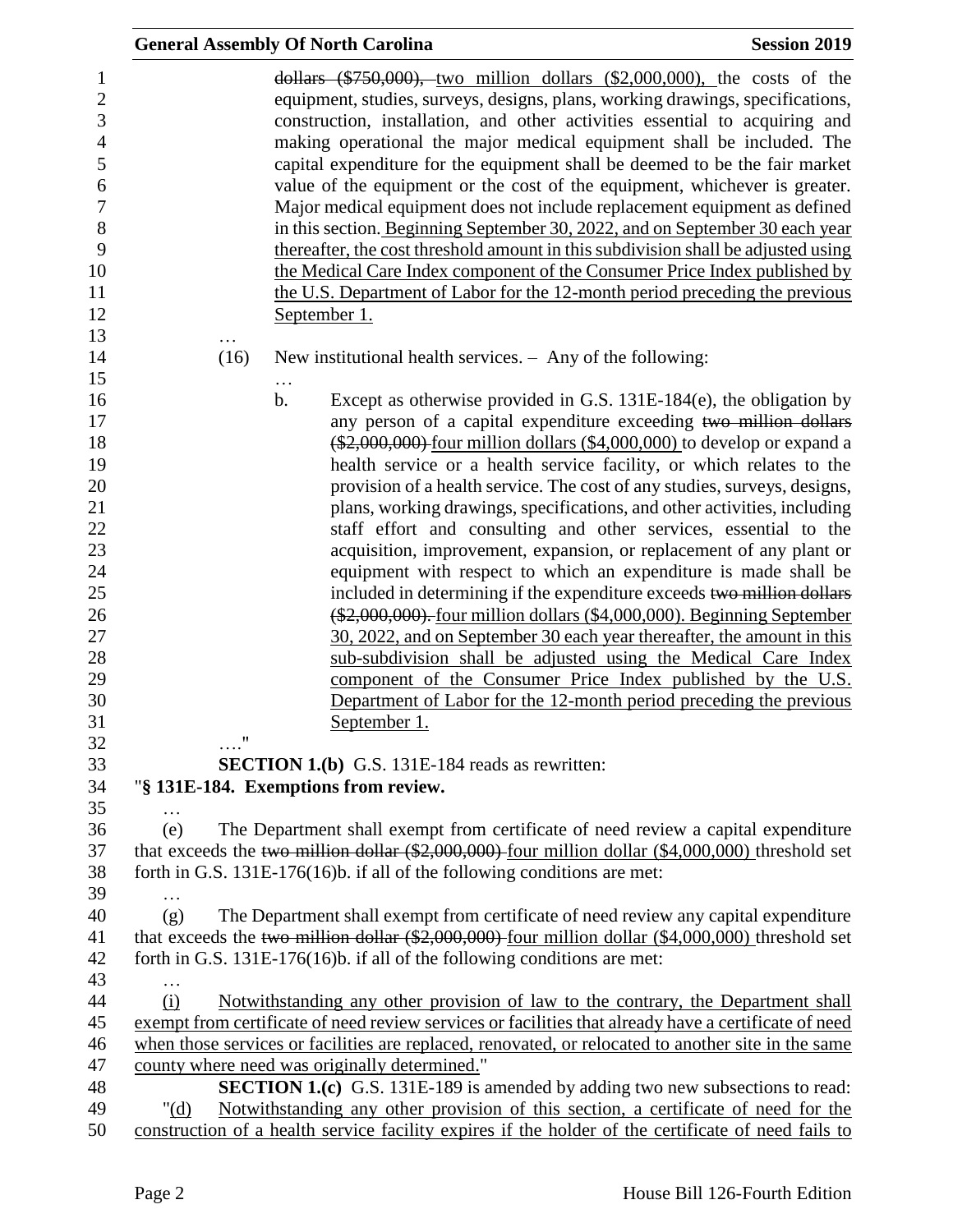dollars ($750,000), two million dollars ($2,000,000), the costs of the equipment, studies, surveys, designs, plans, working drawings, specifications, construction, installation, and other activities essential to acquiring and making operational the major medical equipment shall be included. The capital expenditure for the equipment shall be deemed to be the fair market value of the equipment or the cost of the equipment, whichever is greater. Major medical equipment does not include replacement equipment as defined in this section. Beginning September 30, 2022, and on September 30 each year thereafter, the cost threshold amount in this subdivision shall be adjusted using the Medical Care Index component of the Consumer Price Index published by the U.S. Department of Labor for the 12-month period preceding the previous September 1.

…

(16) New institutional health services. – Any of the following:

…

b. Except as otherwise provided in G.S. 131E-184(e), the obligation by any person of a capital expenditure exceeding ~~two million dollars ($2,000,000)~~ four million dollars ($4,000,000) to develop or expand a health service or a health service facility, or which relates to the provision of a health service. The cost of any studies, surveys, designs, plans, working drawings, specifications, and other activities, including staff effort and consulting and other services, essential to the acquisition, improvement, expansion, or replacement of any plant or equipment with respect to which an expenditure is made shall be included in determining if the expenditure exceeds ~~two million dollars ($2,000,000).~~ four million dollars ($4,000,000). Beginning September 30, 2022, and on September 30 each year thereafter, the amount in this sub-subdivision shall be adjusted using the Medical Care Index component of the Consumer Price Index published by the U.S. Department of Labor for the 12-month period preceding the previous September 1.

…."

**SECTION 1.(b)** G.S. 131E-184 reads as rewritten:

"**§ 131E-184. Exemptions from review.**

…

(e) The Department shall exempt from certificate of need review a capital expenditure that exceeds the ~~two million dollar ($2,000,000)~~ four million dollar ($4,000,000) threshold set forth in G.S. 131E-176(16)b. if all of the following conditions are met:

…

(g) The Department shall exempt from certificate of need review any capital expenditure that exceeds the ~~two million dollar ($2,000,000)~~ four million dollar ($4,000,000) threshold set forth in G.S. 131E-176(16)b. if all of the following conditions are met:

…

(i) Notwithstanding any other provision of law to the contrary, the Department shall exempt from certificate of need review services or facilities that already have a certificate of need when those services or facilities are replaced, renovated, or relocated to another site in the same county where need was originally determined."

**SECTION 1.(c)** G.S. 131E-189 is amended by adding two new subsections to read:

"(d) Notwithstanding any other provision of this section, a certificate of need for the construction of a health service facility expires if the holder of the certificate of need fails to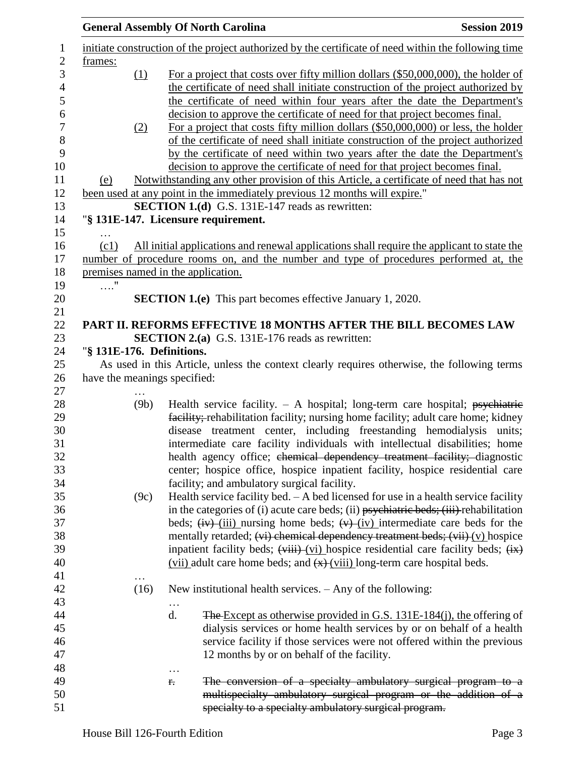initiate construction of the project authorized by the certificate of need within the following time frames:

(1) For a project that costs over fifty million dollars ($50,000,000), the holder of the certificate of need shall initiate construction of the project authorized by the certificate of need within four years after the date the Department's decision to approve the certificate of need for that project becomes final.

(2) For a project that costs fifty million dollars ($50,000,000) or less, the holder of the certificate of need shall initiate construction of the project authorized by the certificate of need within two years after the date the Department's decision to approve the certificate of need for that project becomes final.

(e) Notwithstanding any other provision of this Article, a certificate of need that has not been used at any point in the immediately previous 12 months will expire."

**SECTION 1.(d)** G.S. 131E-147 reads as rewritten:

"**§ 131E-147. Licensure requirement.**

…

(c1) All initial applications and renewal applications shall require the applicant to state the number of procedure rooms on, and the number and type of procedures performed at, the premises named in the application.

…."

**SECTION 1.(e)** This part becomes effective January 1, 2020.

## PART II. REFORMS EFFECTIVE 18 MONTHS AFTER THE BILL BECOMES LAW

**SECTION 2.(a)** G.S. 131E-176 reads as rewritten:

"**§ 131E-176. Definitions.**

As used in this Article, unless the context clearly requires otherwise, the following terms have the meanings specified:

…

(9b) Health service facility. – A hospital; long-term care hospital; ~~psychiatric facility;~~ rehabilitation facility; nursing home facility; adult care home; kidney disease treatment center, including freestanding hemodialysis units; intermediate care facility individuals with intellectual disabilities; home health agency office; ~~chemical dependency treatment facility;~~ diagnostic center; hospice office, hospice inpatient facility, hospice residential care facility; and ambulatory surgical facility.

(9c) Health service facility bed. – A bed licensed for use in a health service facility in the categories of (i) acute care beds; (ii) ~~psychiatric beds; (iii)~~ rehabilitation beds; ~~(iv)~~ (iii) nursing home beds; ~~(v)~~ (iv) intermediate care beds for the mentally retarded; ~~(vi) chemical dependency treatment beds; (vii)~~ (v) hospice inpatient facility beds; ~~(viii)~~ (vi) hospice residential care facility beds; ~~(ix)~~ (vii) adult care home beds; and ~~(x)~~ (viii) long-term care hospital beds.

…

(16) New institutional health services. – Any of the following:

…

d. ~~The~~ Except as otherwise provided in G.S. 131E-184(j), the offering of dialysis services or home health services by or on behalf of a health service facility if those services were not offered within the previous 12 months by or on behalf of the facility.

…

~~r. The conversion of a specialty ambulatory surgical program to a multispecialty ambulatory surgical program or the addition of a specialty to a specialty ambulatory surgical program.~~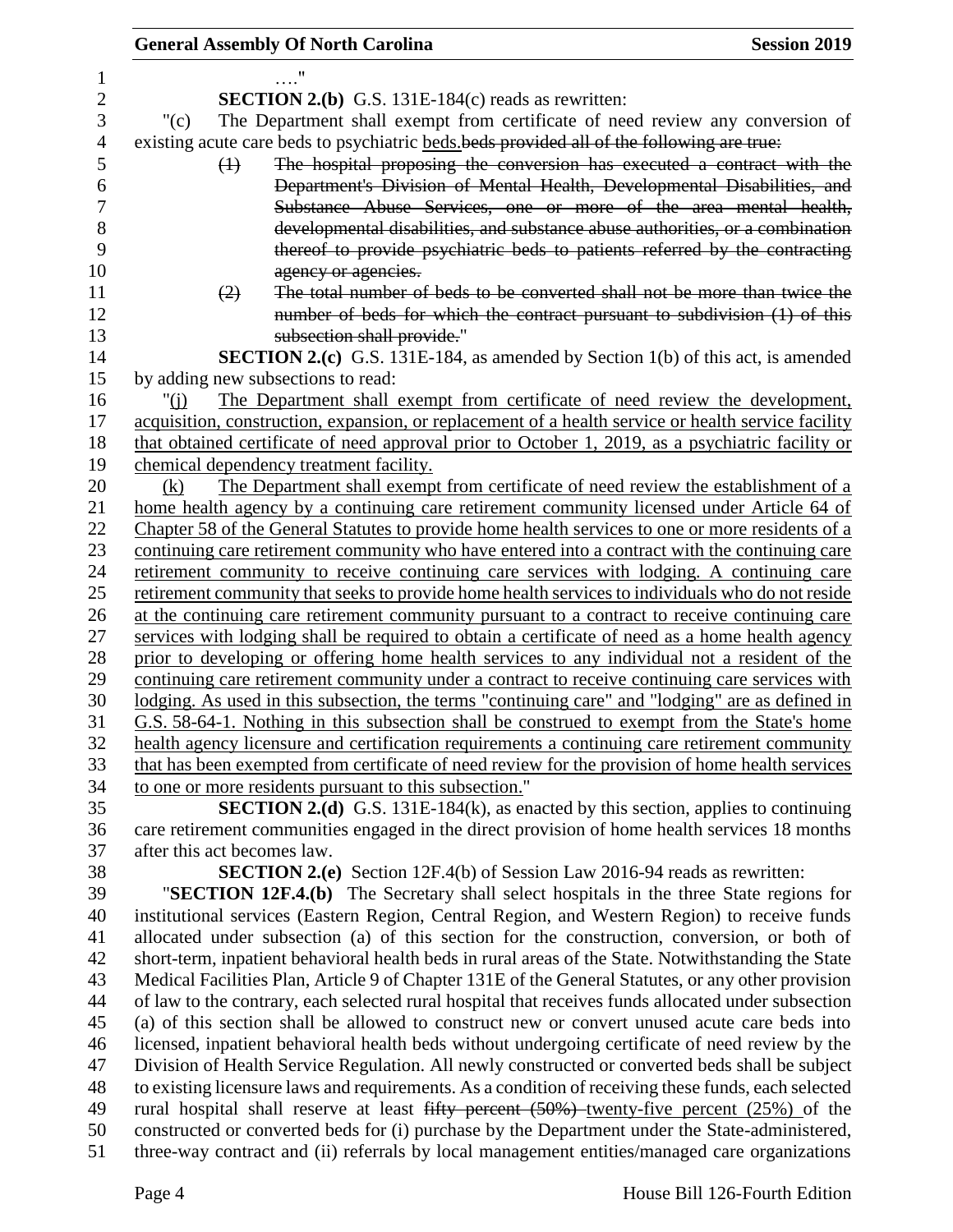…."

**SECTION 2.(b)** G.S. 131E-184(c) reads as rewritten:

"(c) The Department shall exempt from certificate of need review any conversion of existing acute care beds to psychiatric <u>beds.</u>~~beds provided all of the following are true:~~

~~(1) The hospital proposing the conversion has executed a contract with the Department's Division of Mental Health, Developmental Disabilities, and Substance Abuse Services, one or more of the area mental health, developmental disabilities, and substance abuse authorities, or a combination thereof to provide psychiatric beds to patients referred by the contracting agency or agencies.~~

~~(2) The total number of beds to be converted shall not be more than twice the number of beds for which the contract pursuant to subdivision (1) of this subsection shall provide.~~"

**SECTION 2.(c)** G.S. 131E-184, as amended by Section 1(b) of this act, is amended by adding new subsections to read:

"<u>(j) The Department shall exempt from certificate of need review the development, acquisition, construction, expansion, or replacement of a health service or health service facility that obtained certificate of need approval prior to October 1, 2019, as a psychiatric facility or chemical dependency treatment facility.</u>

<u>(k) The Department shall exempt from certificate of need review the establishment of a home health agency by a continuing care retirement community licensed under Article 64 of Chapter 58 of the General Statutes to provide home health services to one or more residents of a continuing care retirement community who have entered into a contract with the continuing care retirement community to receive continuing care services with lodging. A continuing care retirement community that seeks to provide home health services to individuals who do not reside at the continuing care retirement community pursuant to a contract to receive continuing care services with lodging shall be required to obtain a certificate of need as a home health agency prior to developing or offering home health services to any individual not a resident of the continuing care retirement community under a contract to receive continuing care services with lodging. As used in this subsection, the terms "continuing care" and "lodging" are as defined in G.S. 58-64-1. Nothing in this subsection shall be construed to exempt from the State's home health agency licensure and certification requirements a continuing care retirement community that has been exempted from certificate of need review for the provision of home health services to one or more residents pursuant to this subsection.</u>"

**SECTION 2.(d)** G.S. 131E-184(k), as enacted by this section, applies to continuing care retirement communities engaged in the direct provision of home health services 18 months after this act becomes law.

**SECTION 2.(e)** Section 12F.4(b) of Session Law 2016-94 reads as rewritten:

"**SECTION 12F.4.(b)** The Secretary shall select hospitals in the three State regions for institutional services (Eastern Region, Central Region, and Western Region) to receive funds allocated under subsection (a) of this section for the construction, conversion, or both of short-term, inpatient behavioral health beds in rural areas of the State. Notwithstanding the State Medical Facilities Plan, Article 9 of Chapter 131E of the General Statutes, or any other provision of law to the contrary, each selected rural hospital that receives funds allocated under subsection (a) of this section shall be allowed to construct new or convert unused acute care beds into licensed, inpatient behavioral health beds without undergoing certificate of need review by the Division of Health Service Regulation. All newly constructed or converted beds shall be subject to existing licensure laws and requirements. As a condition of receiving these funds, each selected rural hospital shall reserve at least ~~fifty percent (50%)~~ <u>twenty-five percent (25%)</u> of the constructed or converted beds for (i) purchase by the Department under the State-administered, three-way contract and (ii) referrals by local management entities/managed care organizations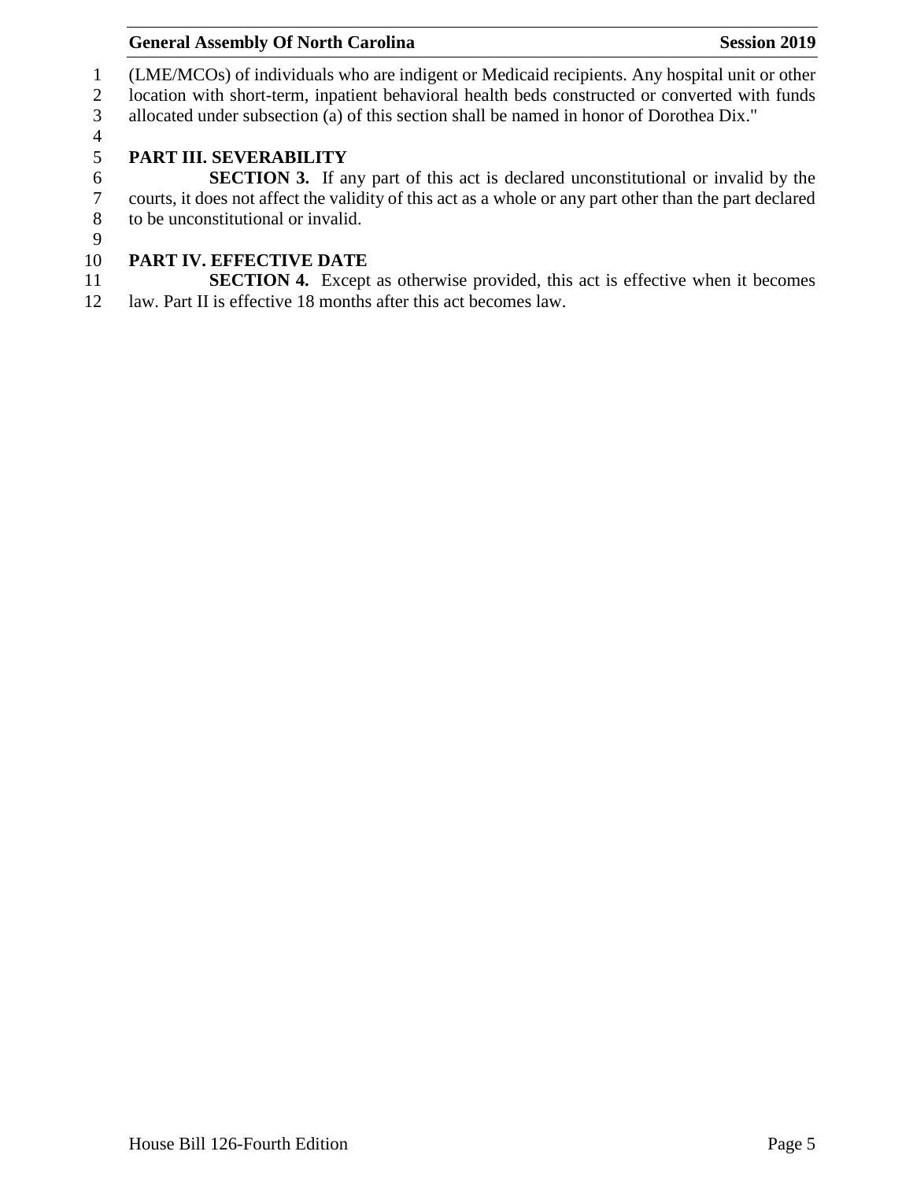(LME/MCOs) of individuals who are indigent or Medicaid recipients. Any hospital unit or other location with short-term, inpatient behavioral health beds constructed or converted with funds allocated under subsection (a) of this section shall be named in honor of Dorothea Dix."

## PART III. SEVERABILITY

**SECTION 3.** If any part of this act is declared unconstitutional or invalid by the courts, it does not affect the validity of this act as a whole or any part other than the part declared to be unconstitutional or invalid.

## PART IV. EFFECTIVE DATE

**SECTION 4.** Except as otherwise provided, this act is effective when it becomes law. Part II is effective 18 months after this act becomes law.